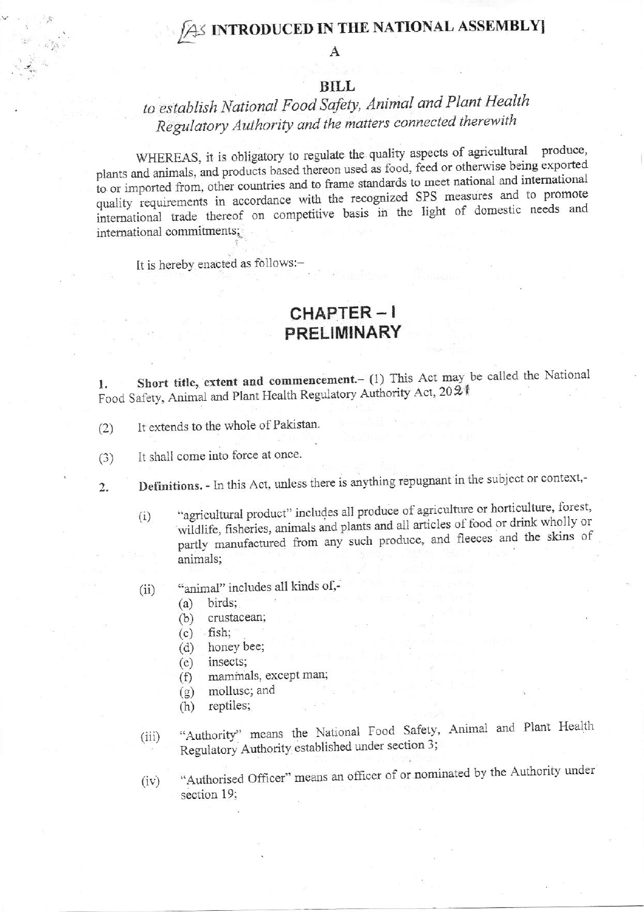# [AS INTRODUCED IN THE NATIONAL ASSEMBLY]

A

## BILL

*to establish National Food Safety, Animal and Plant Health Regulatory Authority and the matters connected therewith*

WHEREAS, it is obligatory to regulate the quality aspects of agricultural produce, plants and animals, and products based thereon used as food, feed or otherwise being exported to or imported from, other countries and to frame standards to meet national and international quality requirements in accordance with the recognized SPS measures and to promote international trade thereof on competitive basis in the light of domestic needs and international commitments;

It is hereby enacted as follows:–

## CHAPTER – I
## PRELIMINARY

1. **Short title, extent and commencement.**– (1) This Act may be called the National Food Safety, Animal and Plant Health Regulatory Authority Act, 2021

(2) It extends to the whole of Pakistan.

(3) It shall come into force at once.

2. **Definitions.** - In this Act, unless there is anything repugnant in the subject or context,-

   (i) "agricultural product" includes all produce of agriculture or horticulture, forest, wildlife, fisheries, animals and plants and all articles of food or drink wholly or partly manufactured from any such produce, and fleeces and the skins of animals;

   (ii) "animal" includes all kinds of,-
   - (a) birds;
   - (b) crustacean;
   - (c) fish;
   - (d) honey bee;
   - (e) insects;
   - (f) mammals, except man;
   - (g) mollusc; and
   - (h) reptiles;

   (iii) "Authority" means the National Food Safety, Animal and Plant Health Regulatory Authority established under section 3;

   (iv) "Authorised Officer" means an officer of or nominated by the Authority under section 19;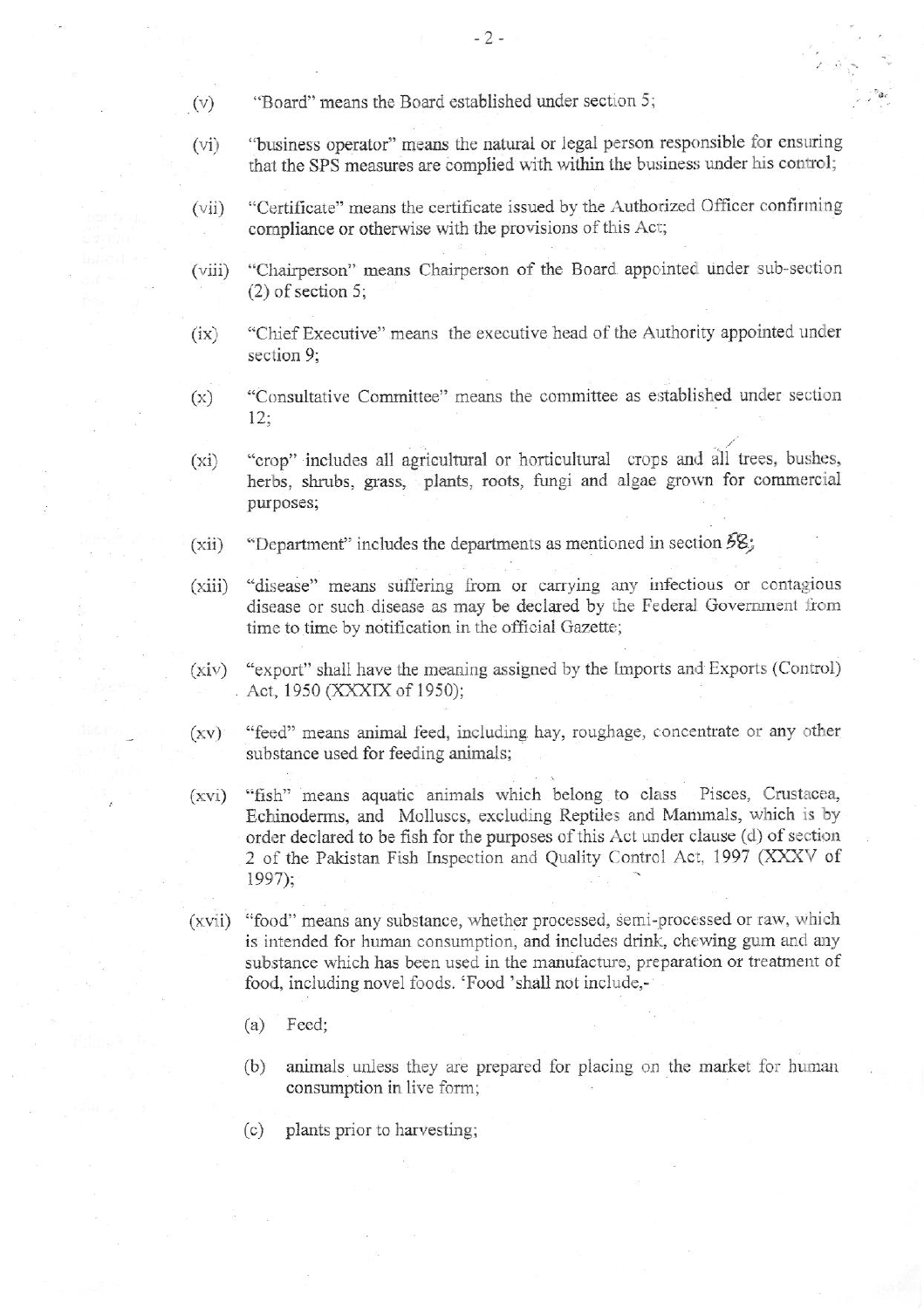(v) "Board" means the Board established under section 5;

(vi) "business operator" means the natural or legal person responsible for ensuring that the SPS measures are complied with within the business under his control;

(vii) "Certificate" means the certificate issued by the Authorized Officer confirming compliance or otherwise with the provisions of this Act;

(viii) "Chairperson" means Chairperson of the Board appointed under sub-section (2) of section 5;

(ix) "Chief Executive" means the executive head of the Authority appointed under section 9;

(x) "Consultative Committee" means the committee as established under section 12;

(xi) "crop" includes all agricultural or horticultural crops and all trees, bushes, herbs, shrubs, grass, plants, roots, fungi and algae grown for commercial purposes;

(xii) "Department" includes the departments as mentioned in section 58;

(xiii) "disease" means suffering from or carrying any infectious or contagious disease or such disease as may be declared by the Federal Government from time to time by notification in the official Gazette;

(xiv) "export" shall have the meaning assigned by the Imports and Exports (Control) Act, 1950 (XXXIX of 1950);

(xv) "feed" means animal feed, including hay, roughage, concentrate or any other substance used for feeding animals;

(xvi) "fish" means aquatic animals which belong to class Pisces, Crustacea, Echinoderms, and Molluscs, excluding Reptiles and Mammals, which is by order declared to be fish for the purposes of this Act under clause (d) of section 2 of the Pakistan Fish Inspection and Quality Control Act, 1997 (XXXV of 1997);

(xvii) "food" means any substance, whether processed, semi-processed or raw, which is intended for human consumption, and includes drink, chewing gum and any substance which has been used in the manufacture, preparation or treatment of food, including novel foods. 'Food 'shall not include,-

(a) Feed;

(b) animals unless they are prepared for placing on the market for human consumption in live form;

(c) plants prior to harvesting;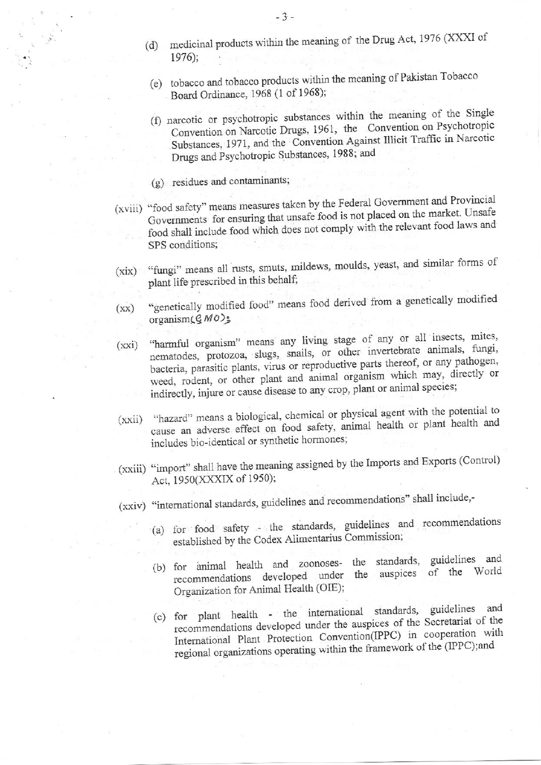(d) medicinal products within the meaning of the Drug Act, 1976 (XXXI of 1976);

(e) tobacco and tobacco products within the meaning of Pakistan Tobacco Board Ordinance, 1968 (1 of 1968);

(f) narcotic or psychotropic substances within the meaning of the Single Convention on Narcotic Drugs, 1961, the Convention on Psychotropic Substances, 1971, and the Convention Against Illicit Traffic in Narcotic Drugs and Psychotropic Substances, 1988; and

(g) residues and contaminants;

(xviii) "food safety" means measures taken by the Federal Government and Provincial Governments for ensuring that unsafe food is not placed on the market. Unsafe food shall include food which does not comply with the relevant food laws and SPS conditions;

(xix) "fungi" means all rusts, smuts, mildews, moulds, yeast, and similar forms of plant life prescribed in this behalf;

(xx) "genetically modified food" means food derived from a genetically modified organism(GMO);

(xxi) "harmful organism" means any living stage of any or all insects, mites, nematodes, protozoa, slugs, snails, or other invertebrate animals, fungi, bacteria, parasitic plants, virus or reproductive parts thereof, or any pathogen, weed, rodent, or other plant and animal organism which may, directly or indirectly, injure or cause disease to any crop, plant or animal species;

(xxii) "hazard" means a biological, chemical or physical agent with the potential to cause an adverse effect on food safety, animal health or plant health and includes bio-identical or synthetic hormones;

(xxiii) "import" shall have the meaning assigned by the Imports and Exports (Control) Act, 1950(XXXIX of 1950);

(xxiv) "international standards, guidelines and recommendations" shall include,-

(a) for food safety - the standards, guidelines and recommendations established by the Codex Alimentarius Commission;

(b) for animal health and zoonoses- the standards, guidelines and recommendations developed under the auspices of the World Organization for Animal Health (OIE);

(c) for plant health - the international standards, guidelines and recommendations developed under the auspices of the Secretariat of the International Plant Protection Convention(IPPC) in cooperation with regional organizations operating within the framework of the (IPPC);and